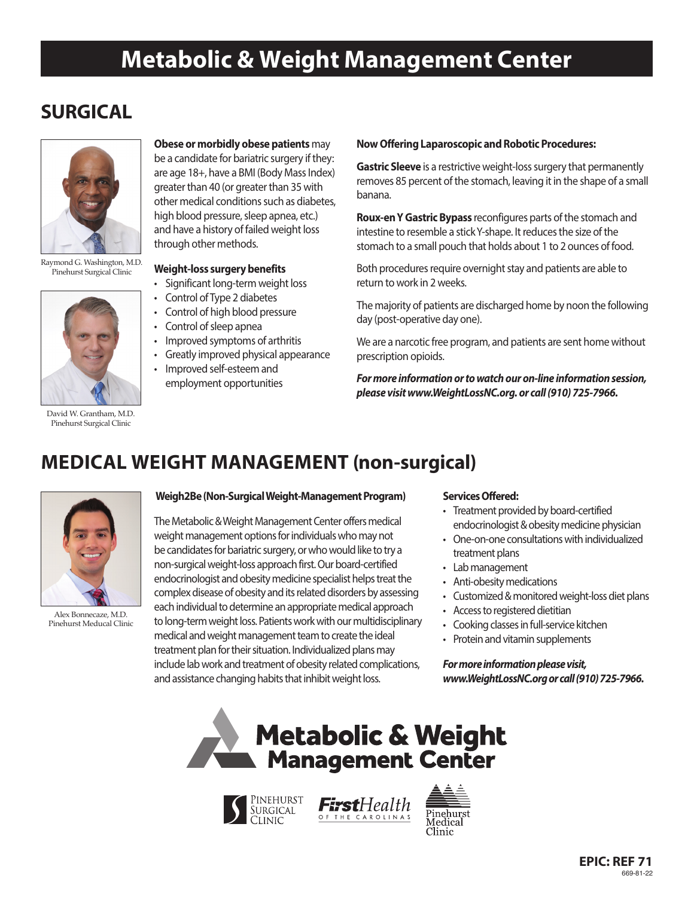# Metabolic & Weight Management Center

## SURGICAL

Raymond G. Washington, M.D.
Pinehurst Surgical Clinic

David W. Grantham, M.D.
Pinehurst Surgical Clinic

**Obese or morbidly obese patients** may be a candidate for bariatric surgery if they: are age 18+, have a BMI (Body Mass Index) greater than 40 (or greater than 35 with other medical conditions such as diabetes, high blood pressure, sleep apnea, etc.) and have a history of failed weight loss through other methods.

### Weight-loss surgery benefits

- Significant long-term weight loss
- Control of Type 2 diabetes
- Control of high blood pressure
- Control of sleep apnea
- Improved symptoms of arthritis
- Greatly improved physical appearance
- Improved self-esteem and employment opportunities

### Now Offering Laparoscopic and Robotic Procedures:

**Gastric Sleeve** is a restrictive weight-loss surgery that permanently removes 85 percent of the stomach, leaving it in the shape of a small banana.

**Roux-en Y Gastric Bypass** reconfigures parts of the stomach and intestine to resemble a stick Y-shape. It reduces the size of the stomach to a small pouch that holds about 1 to 2 ounces of food.

Both procedures require overnight stay and patients are able to return to work in 2 weeks.

The majority of patients are discharged home by noon the following day (post-operative day one).

We are a narcotic free program, and patients are sent home without prescription opioids.

***For more information or to watch our on-line information session, please visit www.WeightLossNC.org. or call (910) 725-7966.***

## MEDICAL WEIGHT MANAGEMENT (non-surgical)

Alex Bonnecaze, M.D.
Pinehurst Meducal Clinic

### Weigh2Be (Non-Surgical Weight-Management Program)

The Metabolic & Weight Management Center offers medical weight management options for individuals who may not be candidates for bariatric surgery, or who would like to try a non-surgical weight-loss approach first. Our board-certified endocrinologist and obesity medicine specialist helps treat the complex disease of obesity and its related disorders by assessing each individual to determine an appropriate medical approach to long-term weight loss. Patients work with our multidisciplinary medical and weight management team to create the ideal treatment plan for their situation. Individualized plans may include lab work and treatment of obesity related complications, and assistance changing habits that inhibit weight loss.

### Services Offered:

- Treatment provided by board-certified endocrinologist & obesity medicine physician
- One-on-one consultations with individualized treatment plans
- Lab management
- Anti-obesity medications
- Customized & monitored weight-loss diet plans
- Access to registered dietitian
- Cooking classes in full-service kitchen
- Protein and vitamin supplements

***For more information please visit, www.WeightLossNC.org or call (910) 725-7966.***

Metabolic & Weight Management Center

Pinehurst Surgical Clinic | FirstHealth of the Carolinas | Pinehurst Medical Clinic

**EPIC: REF 71**
669-81-22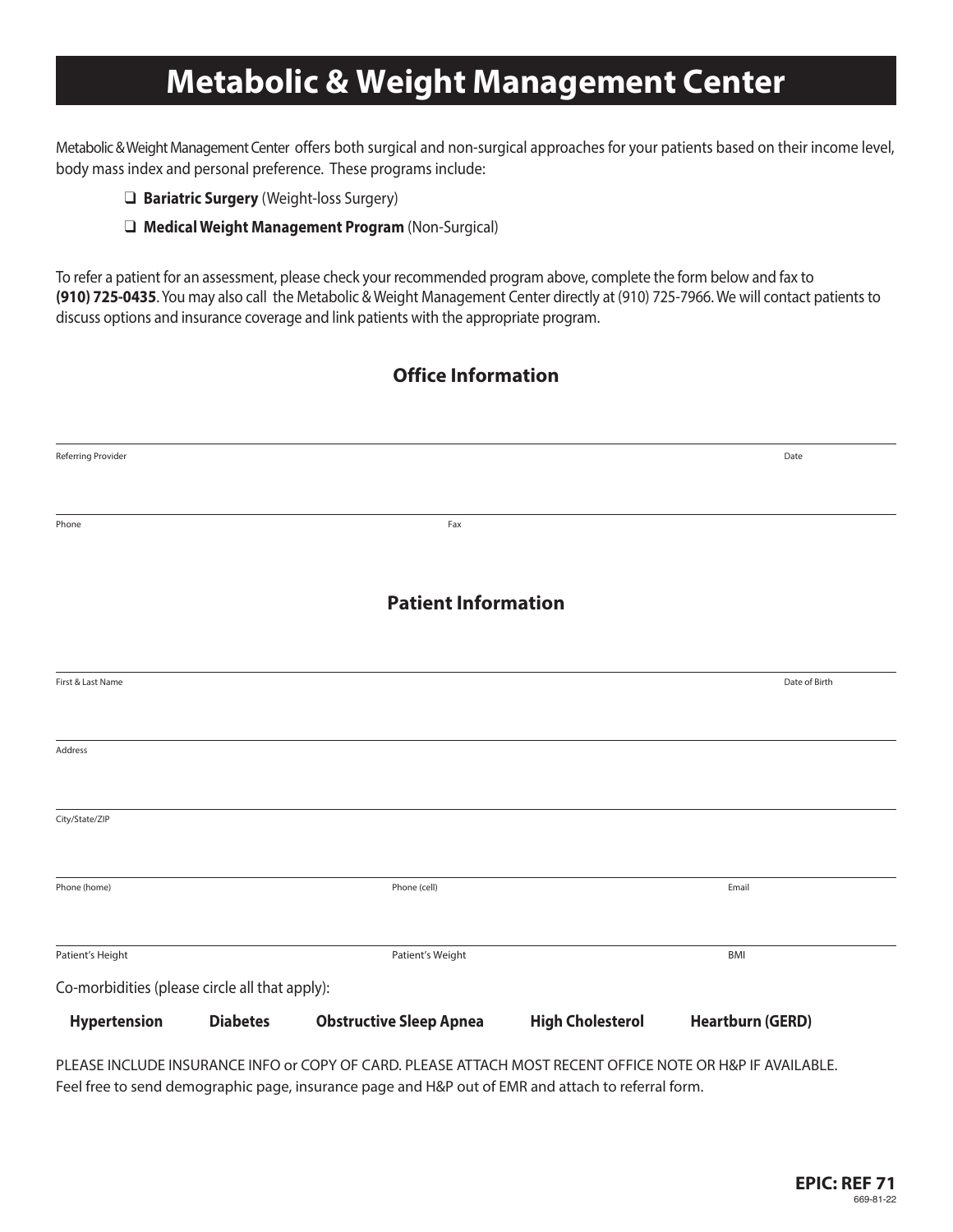# Metabolic & Weight Management Center

Metabolic & Weight Management Center offers both surgical and non-surgical approaches for your patients based on their income level, body mass index and personal preference. These programs include:

- ❑ **Bariatric Surgery** (Weight-loss Surgery)
- ❑ **Medical Weight Management Program** (Non-Surgical)

To refer a patient for an assessment, please check your recommended program above, complete the form below and fax to **(910) 725-0435**. You may also call the Metabolic & Weight Management Center directly at (910) 725-7966. We will contact patients to discuss options and insurance coverage and link patients with the appropriate program.

## Office Information

Referring Provider ____________________ Date ____________________

Phone ____________________ Fax ____________________

## Patient Information

First & Last Name ____________________ Date of Birth ____________________

Address ____________________

City/State/ZIP ____________________

Phone (home) ____________________ Phone (cell) ____________________ Email ____________________

Patient's Height ____________________ Patient's Weight ____________________ BMI ____________________

Co-morbidities (please circle all that apply):

**Hypertension** **Diabetes** **Obstructive Sleep Apnea** **High Cholesterol** **Heartburn (GERD)**

PLEASE INCLUDE INSURANCE INFO or COPY OF CARD. PLEASE ATTACH MOST RECENT OFFICE NOTE OR H&P IF AVAILABLE.
Feel free to send demographic page, insurance page and H&P out of EMR and attach to referral form.

**EPIC: REF 71**
669-81-22